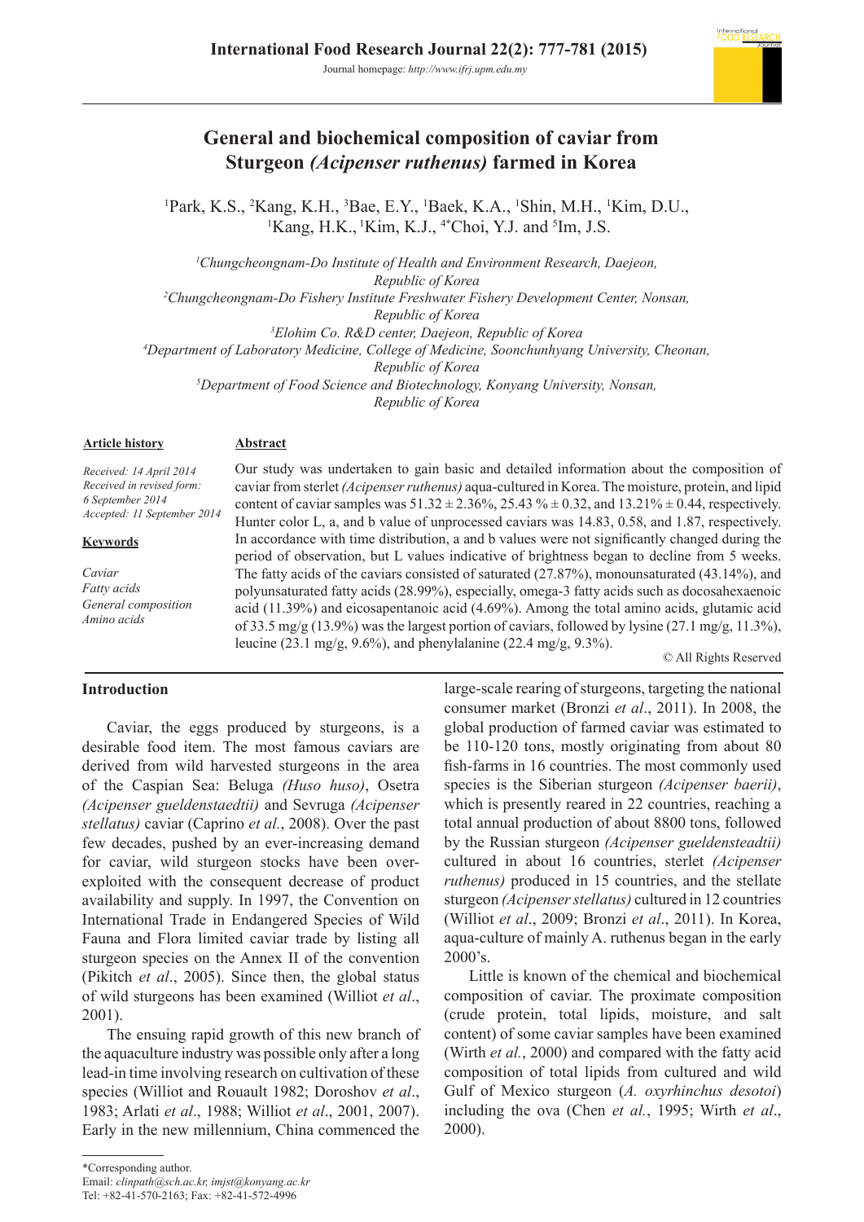# General and biochemical composition of caviar from Sturgeon *(Acipenser ruthenus)* farmed in Korea

[1]Park, K.S., [2]Kang, K.H., [3]Bae, E.Y., [1]Baek, K.A., [1]Shin, M.H., [1]Kim, D.U., [1]Kang, H.K., [1]Kim, K.J., [4*]Choi, Y.J. and [5]Im, J.S.

[1]*Chungcheongnam-Do Institute of Health and Environment Research, Daejeon, Republic of Korea*
[2]*Chungcheongnam-Do Fishery Institute Freshwater Fishery Development Center, Nonsan, Republic of Korea*
[3]*Elohim Co. R&D center, Daejeon, Republic of Korea*
[4]*Department of Laboratory Medicine, College of Medicine, Soonchunhyang University, Cheonan, Republic of Korea*
[5]*Department of Food Science and Biotechnology, Konyang University, Nonsan, Republic of Korea*

**Article history**

*Received: 14 April 2014*
*Received in revised form: 6 September 2014*
*Accepted: 11 September 2014*

**Keywords**

*Caviar*
*Fatty acids*
*General composition*
*Amino acids*

**Abstract**

Our study was undertaken to gain basic and detailed information about the composition of caviar from sterlet *(Acipenser ruthenus)* aqua-cultured in Korea. The moisture, protein, and lipid content of caviar samples was 51.32 ± 2.36%, 25.43 % ± 0.32, and 13.21% ± 0.44, respectively. Hunter color L, a, and b value of unprocessed caviars was 14.83, 0.58, and 1.87, respectively. In accordance with time distribution, a and b values were not significantly changed during the period of observation, but L values indicative of brightness began to decline from 5 weeks. The fatty acids of the caviars consisted of saturated (27.87%), monounsaturated (43.14%), and polyunsaturated fatty acids (28.99%), especially, omega-3 fatty acids such as docosahexaenoic acid (11.39%) and eicosapentanoic acid (4.69%). Among the total amino acids, glutamic acid of 33.5 mg/g (13.9%) was the largest portion of caviars, followed by lysine (27.1 mg/g, 11.3%), leucine (23.1 mg/g, 9.6%), and phenylalanine (22.4 mg/g, 9.3%).

© All Rights Reserved

## Introduction

Caviar, the eggs produced by sturgeons, is a desirable food item. The most famous caviars are derived from wild harvested sturgeons in the area of the Caspian Sea: Beluga *(Huso huso)*, Osetra *(Acipenser gueldenstaedtii)* and Sevruga *(Acipenser stellatus)* caviar (Caprino *et al.*, 2008). Over the past few decades, pushed by an ever-increasing demand for caviar, wild sturgeon stocks have been over-exploited with the consequent decrease of product availability and supply. In 1997, the Convention on International Trade in Endangered Species of Wild Fauna and Flora limited caviar trade by listing all sturgeon species on the Annex II of the convention (Pikitch *et al*., 2005). Since then, the global status of wild sturgeons has been examined (Williot *et al*., 2001).

The ensuing rapid growth of this new branch of the aquaculture industry was possible only after a long lead-in time involving research on cultivation of these species (Williot and Rouault 1982; Doroshov *et al*., 1983; Arlati *et al*., 1988; Williot *et al*., 2001, 2007). Early in the new millennium, China commenced the large-scale rearing of sturgeons, targeting the national consumer market (Bronzi *et al*., 2011). In 2008, the global production of farmed caviar was estimated to be 110-120 tons, mostly originating from about 80 fish-farms in 16 countries. The most commonly used species is the Siberian sturgeon *(Acipenser baerii)*, which is presently reared in 22 countries, reaching a total annual production of about 8800 tons, followed by the Russian sturgeon *(Acipenser gueldensteadtii)* cultured in about 16 countries, sterlet *(Acipenser ruthenus)* produced in 15 countries, and the stellate sturgeon *(Acipenser stellatus)* cultured in 12 countries (Williot *et al*., 2009; Bronzi *et al*., 2011). In Korea, aqua-culture of mainly A. ruthenus began in the early 2000's.

Little is known of the chemical and biochemical composition of caviar. The proximate composition (crude protein, total lipids, moisture, and salt content) of some caviar samples have been examined (Wirth *et al.*, 2000) and compared with the fatty acid composition of total lipids from cultured and wild Gulf of Mexico sturgeon (*A. oxyrhinchus desotoi*) including the ova (Chen *et al.*, 1995; Wirth *et al*., 2000).

*Corresponding author.
Email: *clinpath@sch.ac.kr, imjst@konyang.ac.kr*
Tel: +82-41-570-2163; Fax: +82-41-572-4996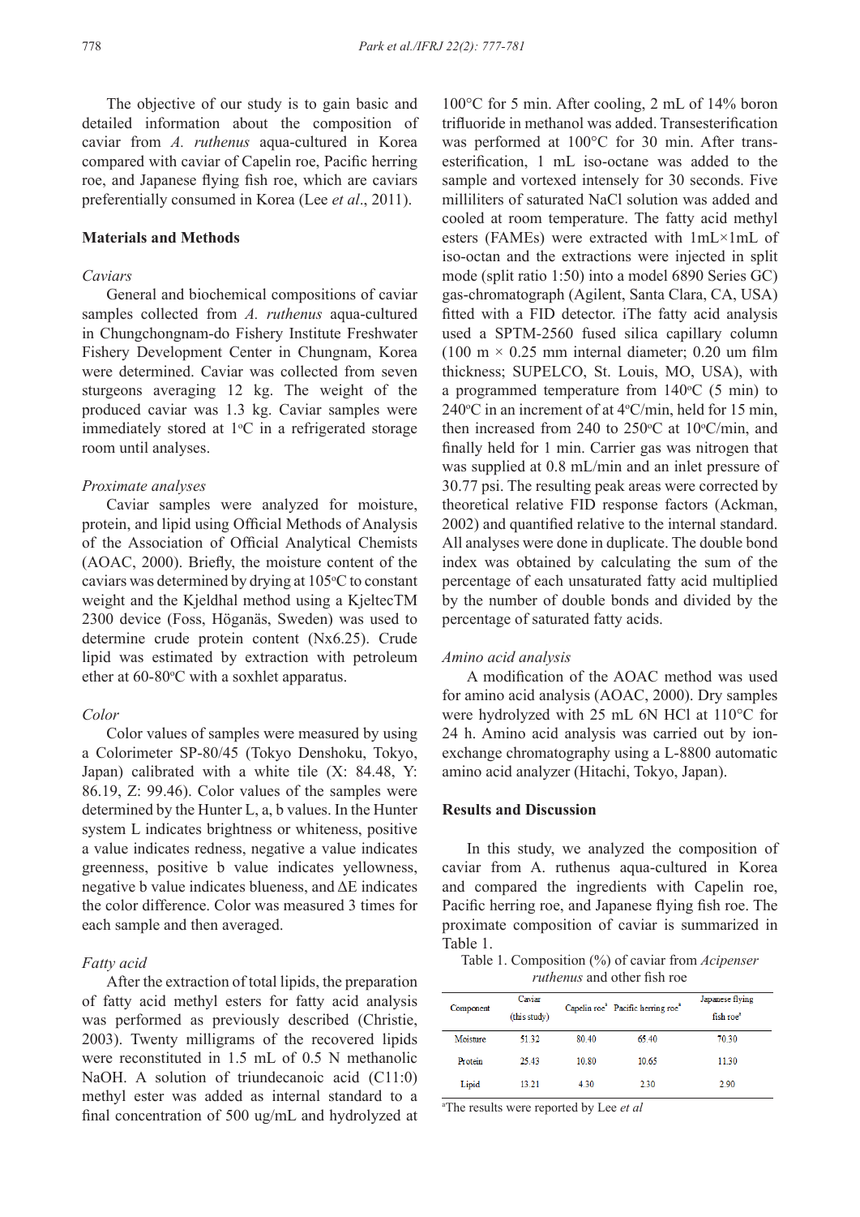The objective of our study is to gain basic and detailed information about the composition of caviar from *A. ruthenus* aqua-cultured in Korea compared with caviar of Capelin roe, Pacific herring roe, and Japanese flying fish roe, which are caviars preferentially consumed in Korea (Lee *et al*., 2011).

## Materials and Methods

### *Caviars*

General and biochemical compositions of caviar samples collected from *A. ruthenus* aqua-cultured in Chungchongnam-do Fishery Institute Freshwater Fishery Development Center in Chungnam, Korea were determined. Caviar was collected from seven sturgeons averaging 12 kg. The weight of the produced caviar was 1.3 kg. Caviar samples were immediately stored at 1°C in a refrigerated storage room until analyses.

### *Proximate analyses*

Caviar samples were analyzed for moisture, protein, and lipid using Official Methods of Analysis of the Association of Official Analytical Chemists (AOAC, 2000). Briefly, the moisture content of the caviars was determined by drying at 105°C to constant weight and the Kjeldhal method using a KjeltecTM 2300 device (Foss, Höganäs, Sweden) was used to determine crude protein content (Nx6.25). Crude lipid was estimated by extraction with petroleum ether at 60-80°C with a soxhlet apparatus.

### *Color*

Color values of samples were measured by using a Colorimeter SP-80/45 (Tokyo Denshoku, Tokyo, Japan) calibrated with a white tile (X: 84.48, Y: 86.19, Z: 99.46). Color values of the samples were determined by the Hunter L, a, b values. In the Hunter system L indicates brightness or whiteness, positive a value indicates redness, negative a value indicates greenness, positive b value indicates yellowness, negative b value indicates blueness, and ΔE indicates the color difference. Color was measured 3 times for each sample and then averaged.

### *Fatty acid*

After the extraction of total lipids, the preparation of fatty acid methyl esters for fatty acid analysis was performed as previously described (Christie, 2003). Twenty milligrams of the recovered lipids were reconstituted in 1.5 mL of 0.5 N methanolic NaOH. A solution of triundecanoic acid (C11:0) methyl ester was added as internal standard to a final concentration of 500 ug/mL and hydrolyzed at 100°C for 5 min. After cooling, 2 mL of 14% boron trifluoride in methanol was added. Transesterification was performed at 100°C for 30 min. After trans-esterification, 1 mL iso-octane was added to the sample and vortexed intensely for 30 seconds. Five milliliters of saturated NaCl solution was added and cooled at room temperature. The fatty acid methyl esters (FAMEs) were extracted with 1mL×1mL of iso-octan and the extractions were injected in split mode (split ratio 1:50) into a model 6890 Series GC) gas-chromatograph (Agilent, Santa Clara, CA, USA) fitted with a FID detector. iThe fatty acid analysis used a SPTM-2560 fused silica capillary column (100 m × 0.25 mm internal diameter; 0.20 um film thickness; SUPELCO, St. Louis, MO, USA), with a programmed temperature from 140°C (5 min) to 240°C in an increment of at 4°C/min, held for 15 min, then increased from 240 to 250°C at 10°C/min, and finally held for 1 min. Carrier gas was nitrogen that was supplied at 0.8 mL/min and an inlet pressure of 30.77 psi. The resulting peak areas were corrected by theoretical relative FID response factors (Ackman, 2002) and quantified relative to the internal standard. All analyses were done in duplicate. The double bond index was obtained by calculating the sum of the percentage of each unsaturated fatty acid multiplied by the number of double bonds and divided by the percentage of saturated fatty acids.

### *Amino acid analysis*

A modification of the AOAC method was used for amino acid analysis (AOAC, 2000). Dry samples were hydrolyzed with 25 mL 6N HCl at 110°C for 24 h. Amino acid analysis was carried out by ion-exchange chromatography using a L-8800 automatic amino acid analyzer (Hitachi, Tokyo, Japan).

## Results and Discussion

In this study, we analyzed the composition of caviar from A. ruthenus aqua-cultured in Korea and compared the ingredients with Capelin roe, Pacific herring roe, and Japanese flying fish roe. The proximate composition of caviar is summarized in Table 1.

Table 1. Composition (%) of caviar from *Acipenser ruthenus* and other fish roe

| Component | Caviar (this study) | Capelin roe[a] | Pacific herring roe[a] | Japanese flying fish roe[a] |
|---|---|---|---|---|
| Moisture | 51.32 | 80.40 | 65.40 | 70.30 |
| Protein | 25.43 | 10.80 | 10.65 | 11.30 |
| Lipid | 13.21 | 4.30 | 2.30 | 2.90 |

[a]The results were reported by Lee *et al*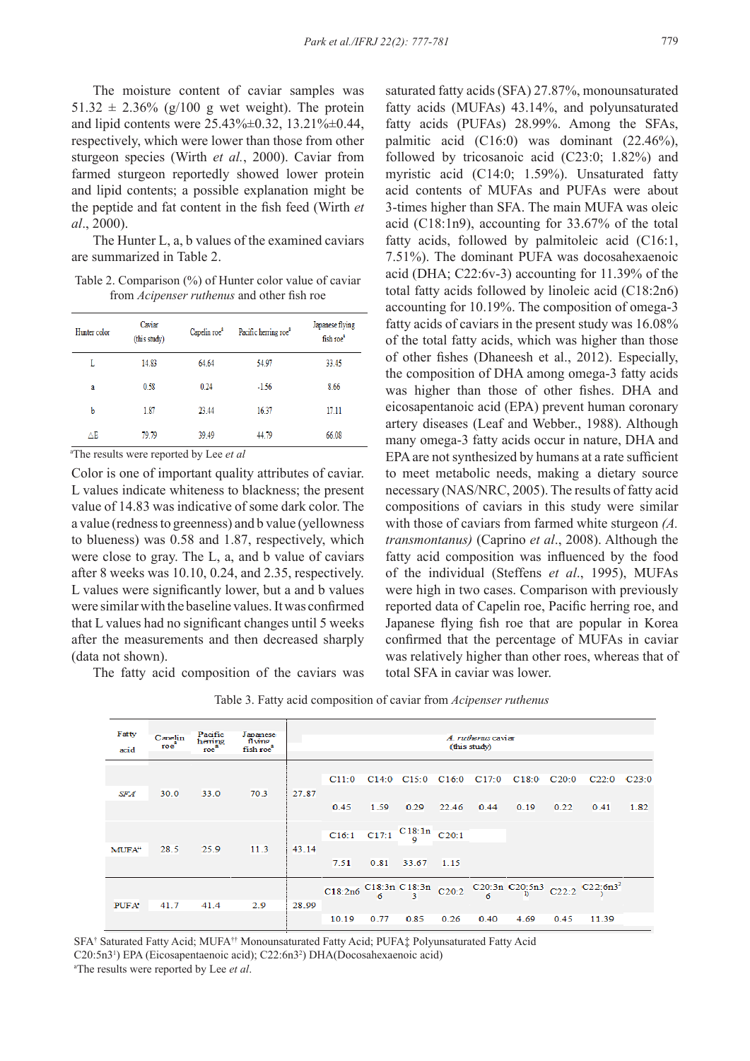The moisture content of caviar samples was 51.32 ± 2.36% (g/100 g wet weight). The protein and lipid contents were 25.43%±0.32, 13.21%±0.44, respectively, which were lower than those from other sturgeon species (Wirth *et al.*, 2000). Caviar from farmed sturgeon reportedly showed lower protein and lipid contents; a possible explanation might be the peptide and fat content in the fish feed (Wirth *et al.*, 2000).

The Hunter L, a, b values of the examined caviars are summarized in Table 2.

Table 2. Comparison (%) of Hunter color value of caviar from *Acipenser ruthenus* and other fish roe

| Hunter color | Caviar (this study) | Capelin roe[a] | Pacific herring roe[a] | Japanese flying fish roe[a] |
|---|---|---|---|---|
| L | 14.83 | 64.64 | 54.97 | 33.45 |
| a | 0.58 | 0.24 | -1.56 | 8.66 |
| b | 1.87 | 23.44 | 16.37 | 17.11 |
| ΔE | 79.79 | 39.49 | 44.79 | 66.08 |

[a]The results were reported by Lee *et al*

Color is one of important quality attributes of caviar. L values indicate whiteness to blackness; the present value of 14.83 was indicative of some dark color. The a value (redness to greenness) and b value (yellowness to blueness) was 0.58 and 1.87, respectively, which were close to gray. The L, a, and b value of caviars after 8 weeks was 10.10, 0.24, and 2.35, respectively. L values were significantly lower, but a and b values were similar with the baseline values. It was confirmed that L values had no significant changes until 5 weeks after the measurements and then decreased sharply (data not shown).

The fatty acid composition of the caviars was saturated fatty acids (SFA) 27.87%, monounsaturated fatty acids (MUFAs) 43.14%, and polyunsaturated fatty acids (PUFAs) 28.99%. Among the SFAs, palmitic acid (C16:0) was dominant (22.46%), followed by tricosanoic acid (C23:0; 1.82%) and myristic acid (C14:0; 1.59%). Unsaturated fatty acid contents of MUFAs and PUFAs were about 3-times higher than SFA. The main MUFA was oleic acid (C18:1n9), accounting for 33.67% of the total fatty acids, followed by palmitoleic acid (C16:1, 7.51%). The dominant PUFA was docosahexaenoic acid (DHA; C22:6v-3) accounting for 11.39% of the total fatty acids followed by linoleic acid (C18:2n6) accounting for 10.19%. The composition of omega-3 fatty acids of caviars in the present study was 16.08% of the total fatty acids, which was higher than those of other fishes (Dhaneesh et al., 2012). Especially, the composition of DHA among omega-3 fatty acids was higher than those of other fishes. DHA and eicosapentanoic acid (EPA) prevent human coronary artery diseases (Leaf and Webber., 1988). Although many omega-3 fatty acids occur in nature, DHA and EPA are not synthesized by humans at a rate sufficient to meet metabolic needs, making a dietary source necessary (NAS/NRC, 2005). The results of fatty acid compositions of caviars in this study were similar with those of caviars from farmed white sturgeon *(A. transmontanus)* (Caprino *et al*., 2008). Although the fatty acid composition was influenced by the food of the individual (Steffens *et al*., 1995), MUFAs were high in two cases. Comparison with previously reported data of Capelin roe, Pacific herring roe, and Japanese flying fish roe that are popular in Korea confirmed that the percentage of MUFAs in caviar was relatively higher than other roes, whereas that of total SFA in caviar was lower.

Table 3. Fatty acid composition of caviar from *Acipenser ruthenus*

| Fatty acid | Capelin roe[a] | Pacific herring roe[a] | Japanese flying fish roe[a] | *A. ruthenus* caviar (this study) | | | | | | | | | |
|---|---|---|---|---|---|---|---|---|---|---|---|---|---|
| SFA[†] | 30.0 | 33.0 | 70.3 | 27.87 | C11:0 | C14:0 | C15:0 | C16:0 | C17:0 | C18:0 | C20:0 | C22:0 | C23:0 |
| | | | | | 0.45 | 1.59 | 0.29 | 22.46 | 0.44 | 0.19 | 0.22 | 0.41 | 1.82 |
| MUFA[††] | 28.5 | 25.9 | 11.3 | 43.14 | C16:1 | C17:1 | C18:1n9 | C20:1 | | | | | |
| | | | | | 7.51 | 0.81 | 33.67 | 1.15 | | | | | |
| PUFA[‡] | 41.7 | 41.4 | 2.9 | 28.99 | C18:2n6 | C18:3n6 | C18:3n3 | C20:2 | C20:3n6 | C20:5n3[1)] | C22:2 | C22:6n3[2)] | |
| | | | | | 10.19 | 0.77 | 0.85 | 0.26 | 0.40 | 4.69 | 0.45 | 11.39 | |

SFA[†] Saturated Fatty Acid; MUFA[††] Monounsaturated Fatty Acid; PUFA‡ Polyunsaturated Fatty Acid
C20:5n3[1)] EPA (Eicosapentaenoic acid); C22:6n3[2)] DHA(Docosahexaenoic acid)
[a]The results were reported by Lee *et al*.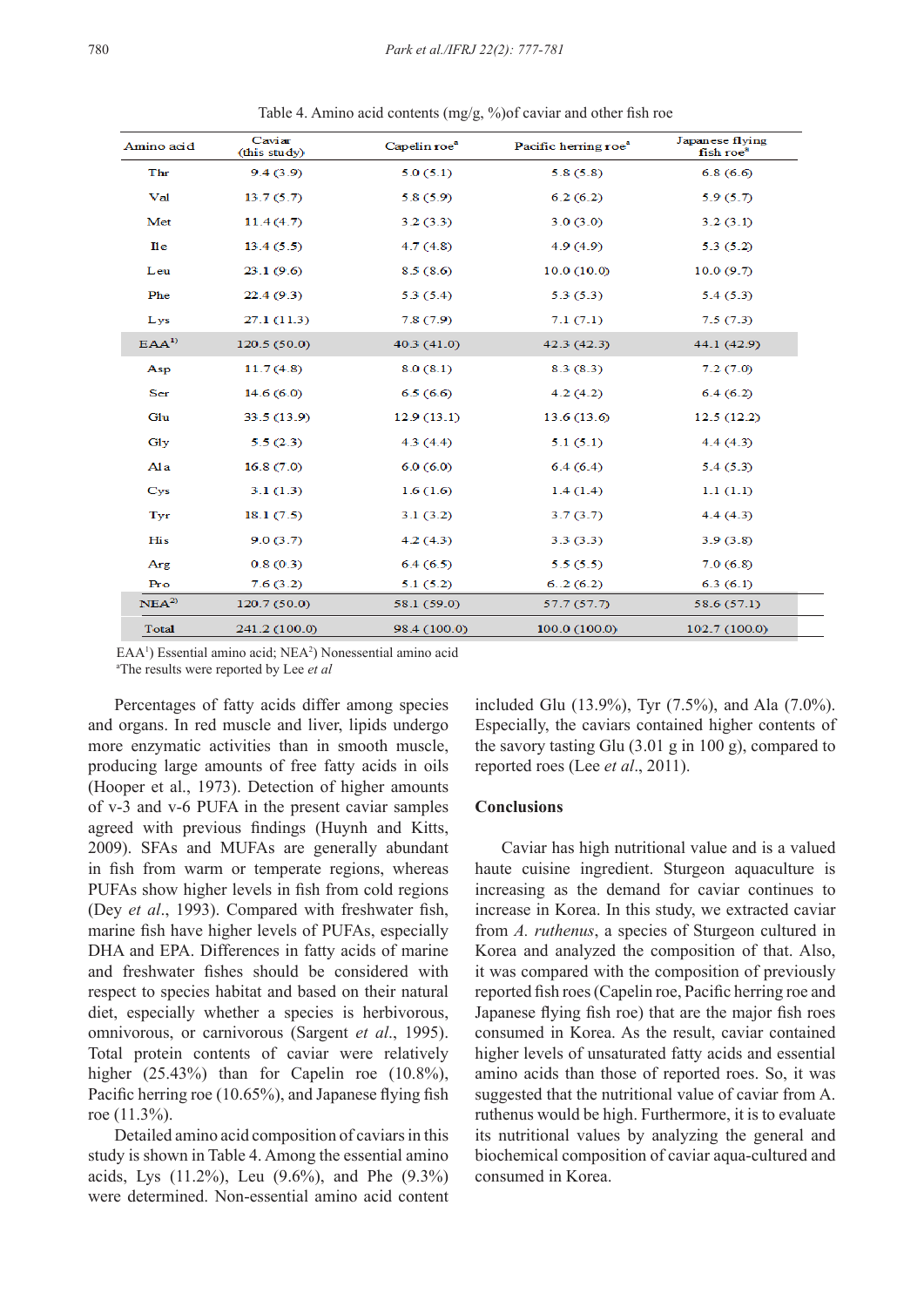Table 4. Amino acid contents (mg/g, %)of caviar and other fish roe

| Amino acid | Caviar (this study) | Capelin roe[a] | Pacific herring roe[a] | Japanese flying fish roe[a] |
|---|---|---|---|---|
| Thr | 9.4 (3.9) | 5.0 (5.1) | 5.8 (5.8) | 6.8 (6.6) |
| Val | 13.7 (5.7) | 5.8 (5.9) | 6.2 (6.2) | 5.9 (5.7) |
| Met | 11.4 (4.7) | 3.2 (3.3) | 3.0 (3.0) | 3.2 (3.1) |
| Ile | 13.4 (5.5) | 4.7 (4.8) | 4.9 (4.9) | 5.3 (5.2) |
| Leu | 23.1 (9.6) | 8.5 (8.6) | 10.0 (10.0) | 10.0 (9.7) |
| Phe | 22.4 (9.3) | 5.3 (5.4) | 5.3 (5.3) | 5.4 (5.3) |
| Lys | 27.1 (11.3) | 7.8 (7.9) | 7.1 (7.1) | 7.5 (7.3) |
| EAA[1)] | 120.5 (50.0) | 40.3 (41.0) | 42.3 (42.3) | 44.1 (42.9) |
| Asp | 11.7 (4.8) | 8.0 (8.1) | 8.3 (8.3) | 7.2 (7.0) |
| Ser | 14.6 (6.0) | 6.5 (6.6) | 4.2 (4.2) | 6.4 (6.2) |
| Glu | 33.5 (13.9) | 12.9 (13.1) | 13.6 (13.6) | 12.5 (12.2) |
| Gly | 5.5 (2.3) | 4.3 (4.4) | 5.1 (5.1) | 4.4 (4.3) |
| Ala | 16.8 (7.0) | 6.0 (6.0) | 6.4 (6.4) | 5.4 (5.3) |
| Cys | 3.1 (1.3) | 1.6 (1.6) | 1.4 (1.4) | 1.1 (1.1) |
| Tyr | 18.1 (7.5) | 3.1 (3.2) | 3.7 (3.7) | 4.4 (4.3) |
| His | 9.0 (3.7) | 4.2 (4.3) | 3.3 (3.3) | 3.9 (3.8) |
| Arg | 0.8 (0.3) | 6.4 (6.5) | 5.5 (5.5) | 7.0 (6.8) |
| Pro | 7.6 (3.2) | 5.1 (5.2) | 6. 2 (6.2) | 6.3 (6.1) |
| NEA[2)] | 120.7 (50.0) | 58.1 (59.0) | 57.7 (57.7) | 58.6 (57.1) |
| Total | 241.2 (100.0) | 98.4 (100.0) | 100.0 (100.0) | 102.7 (100.0) |

EAA[1)] Essential amino acid; NEA[2)] Nonessential amino acid
[a]The results were reported by Lee *et al*

Percentages of fatty acids differ among species and organs. In red muscle and liver, lipids undergo more enzymatic activities than in smooth muscle, producing large amounts of free fatty acids in oils (Hooper et al., 1973). Detection of higher amounts of v-3 and v-6 PUFA in the present caviar samples agreed with previous findings (Huynh and Kitts, 2009). SFAs and MUFAs are generally abundant in fish from warm or temperate regions, whereas PUFAs show higher levels in fish from cold regions (Dey *et al*., 1993). Compared with freshwater fish, marine fish have higher levels of PUFAs, especially DHA and EPA. Differences in fatty acids of marine and freshwater fishes should be considered with respect to species habitat and based on their natural diet, especially whether a species is herbivorous, omnivorous, or carnivorous (Sargent *et al*., 1995). Total protein contents of caviar were relatively higher (25.43%) than for Capelin roe (10.8%), Pacific herring roe (10.65%), and Japanese flying fish roe (11.3%).

Detailed amino acid composition of caviars in this study is shown in Table 4. Among the essential amino acids, Lys (11.2%), Leu (9.6%), and Phe (9.3%) were determined. Non-essential amino acid content included Glu (13.9%), Tyr (7.5%), and Ala (7.0%). Especially, the caviars contained higher contents of the savory tasting Glu (3.01 g in 100 g), compared to reported roes (Lee *et al*., 2011).

## Conclusions

Caviar has high nutritional value and is a valued haute cuisine ingredient. Sturgeon aquaculture is increasing as the demand for caviar continues to increase in Korea. In this study, we extracted caviar from *A. ruthenus*, a species of Sturgeon cultured in Korea and analyzed the composition of that. Also, it was compared with the composition of previously reported fish roes (Capelin roe, Pacific herring roe and Japanese flying fish roe) that are the major fish roes consumed in Korea. As the result, caviar contained higher levels of unsaturated fatty acids and essential amino acids than those of reported roes. So, it was suggested that the nutritional value of caviar from A. ruthenus would be high. Furthermore, it is to evaluate its nutritional values by analyzing the general and biochemical composition of caviar aqua-cultured and consumed in Korea.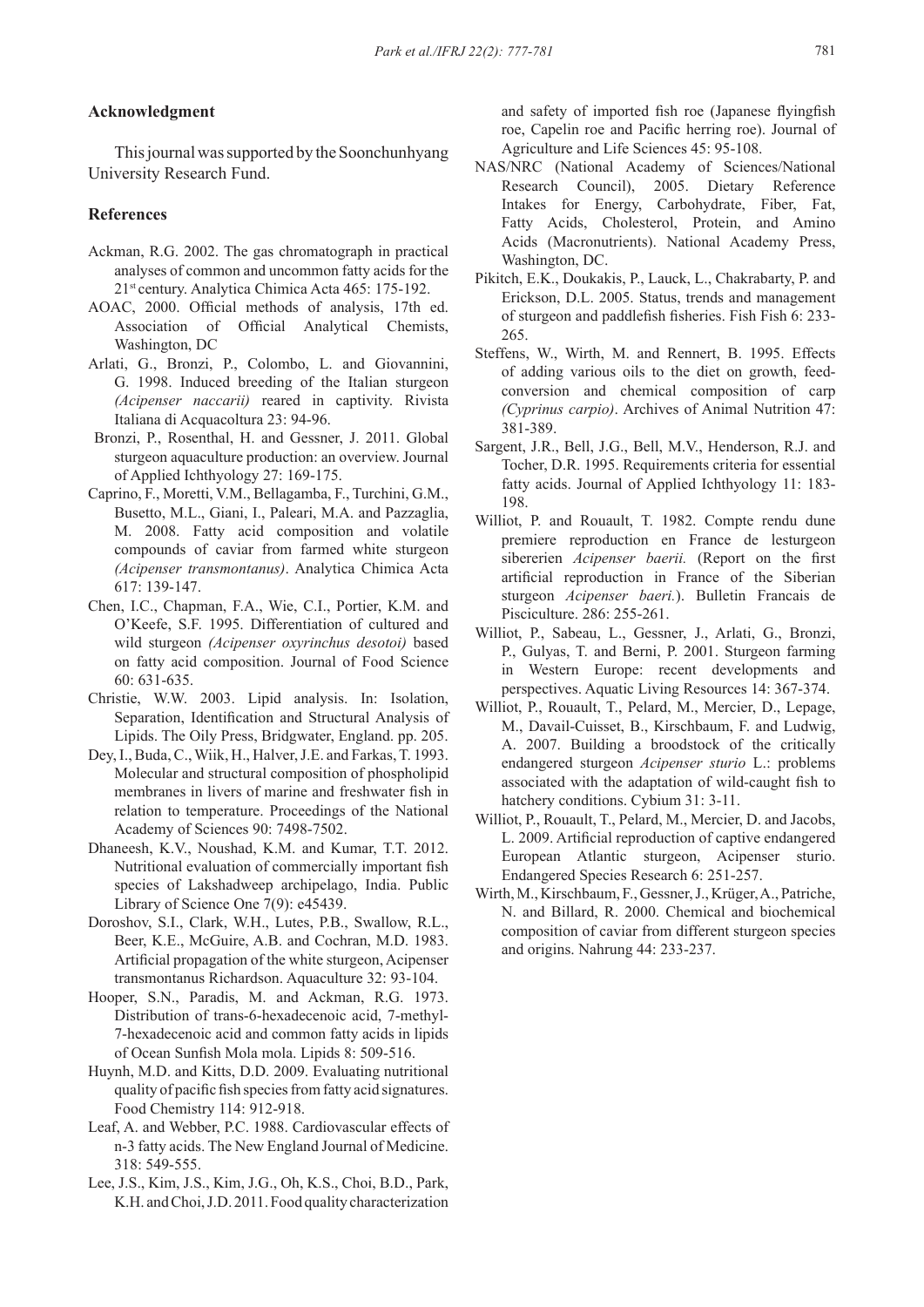## Acknowledgment

This journal was supported by the Soonchunhyang University Research Fund.

## References

Ackman, R.G. 2002. The gas chromatograph in practical analyses of common and uncommon fatty acids for the 21st century. Analytica Chimica Acta 465: 175-192.

AOAC, 2000. Official methods of analysis, 17th ed. Association of Official Analytical Chemists, Washington, DC

Arlati, G., Bronzi, P., Colombo, L. and Giovannini, G. 1998. Induced breeding of the Italian sturgeon *(Acipenser naccarii)* reared in captivity. Rivista Italiana di Acquacoltura 23: 94-96.

Bronzi, P., Rosenthal, H. and Gessner, J. 2011. Global sturgeon aquaculture production: an overview. Journal of Applied Ichthyology 27: 169-175.

Caprino, F., Moretti, V.M., Bellagamba, F., Turchini, G.M., Busetto, M.L., Giani, I., Paleari, M.A. and Pazzaglia, M. 2008. Fatty acid composition and volatile compounds of caviar from farmed white sturgeon *(Acipenser transmontanus)*. Analytica Chimica Acta 617: 139-147.

Chen, I.C., Chapman, F.A., Wie, C.I., Portier, K.M. and O'Keefe, S.F. 1995. Differentiation of cultured and wild sturgeon *(Acipenser oxyrinchus desotoi)* based on fatty acid composition. Journal of Food Science 60: 631-635.

Christie, W.W. 2003. Lipid analysis. In: Isolation, Separation, Identification and Structural Analysis of Lipids. The Oily Press, Bridgwater, England. pp. 205.

Dey, I., Buda, C., Wiik, H., Halver, J.E. and Farkas, T. 1993. Molecular and structural composition of phospholipid membranes in livers of marine and freshwater fish in relation to temperature. Proceedings of the National Academy of Sciences 90: 7498-7502.

Dhaneesh, K.V., Noushad, K.M. and Kumar, T.T. 2012. Nutritional evaluation of commercially important fish species of Lakshadweep archipelago, India. Public Library of Science One 7(9): e45439.

Doroshov, S.I., Clark, W.H., Lutes, P.B., Swallow, R.L., Beer, K.E., McGuire, A.B. and Cochran, M.D. 1983. Artificial propagation of the white sturgeon, Acipenser transmontanus Richardson. Aquaculture 32: 93-104.

Hooper, S.N., Paradis, M. and Ackman, R.G. 1973. Distribution of trans-6-hexadecenoic acid, 7-methyl-7-hexadecenoic acid and common fatty acids in lipids of Ocean Sunfish Mola mola. Lipids 8: 509-516.

Huynh, M.D. and Kitts, D.D. 2009. Evaluating nutritional quality of pacific fish species from fatty acid signatures. Food Chemistry 114: 912-918.

Leaf, A. and Webber, P.C. 1988. Cardiovascular effects of n-3 fatty acids. The New England Journal of Medicine. 318: 549-555.

Lee, J.S., Kim, J.S., Kim, J.G., Oh, K.S., Choi, B.D., Park, K.H. and Choi, J.D. 2011. Food quality characterization and safety of imported fish roe (Japanese flyingfish roe, Capelin roe and Pacific herring roe). Journal of Agriculture and Life Sciences 45: 95-108.

NAS/NRC (National Academy of Sciences/National Research Council), 2005. Dietary Reference Intakes for Energy, Carbohydrate, Fiber, Fat, Fatty Acids, Cholesterol, Protein, and Amino Acids (Macronutrients). National Academy Press, Washington, DC.

Pikitch, E.K., Doukakis, P., Lauck, L., Chakrabarty, P. and Erickson, D.L. 2005. Status, trends and management of sturgeon and paddlefish fisheries. Fish Fish 6: 233-265.

Steffens, W., Wirth, M. and Rennert, B. 1995. Effects of adding various oils to the diet on growth, feed-conversion and chemical composition of carp *(Cyprinus carpio)*. Archives of Animal Nutrition 47: 381-389.

Sargent, J.R., Bell, J.G., Bell, M.V., Henderson, R.J. and Tocher, D.R. 1995. Requirements criteria for essential fatty acids. Journal of Applied Ichthyology 11: 183-198.

Williot, P. and Rouault, T. 1982. Compte rendu dune premiere reproduction en France de lesturgeon sibererien *Acipenser baerii.* (Report on the first artificial reproduction in France of the Siberian sturgeon *Acipenser baeri.*). Bulletin Francais de Pisciculture. 286: 255-261.

Williot, P., Sabeau, L., Gessner, J., Arlati, G., Bronzi, P., Gulyas, T. and Berni, P. 2001. Sturgeon farming in Western Europe: recent developments and perspectives. Aquatic Living Resources 14: 367-374.

Williot, P., Rouault, T., Pelard, M., Mercier, D., Lepage, M., Davail-Cuisset, B., Kirschbaum, F. and Ludwig, A. 2007. Building a broodstock of the critically endangered sturgeon *Acipenser sturio* L.: problems associated with the adaptation of wild-caught fish to hatchery conditions. Cybium 31: 3-11.

Williot, P., Rouault, T., Pelard, M., Mercier, D. and Jacobs, L. 2009. Artificial reproduction of captive endangered European Atlantic sturgeon, Acipenser sturio. Endangered Species Research 6: 251-257.

Wirth, M., Kirschbaum, F., Gessner, J., Krüger, A., Patriche, N. and Billard, R. 2000. Chemical and biochemical composition of caviar from different sturgeon species and origins. Nahrung 44: 233-237.